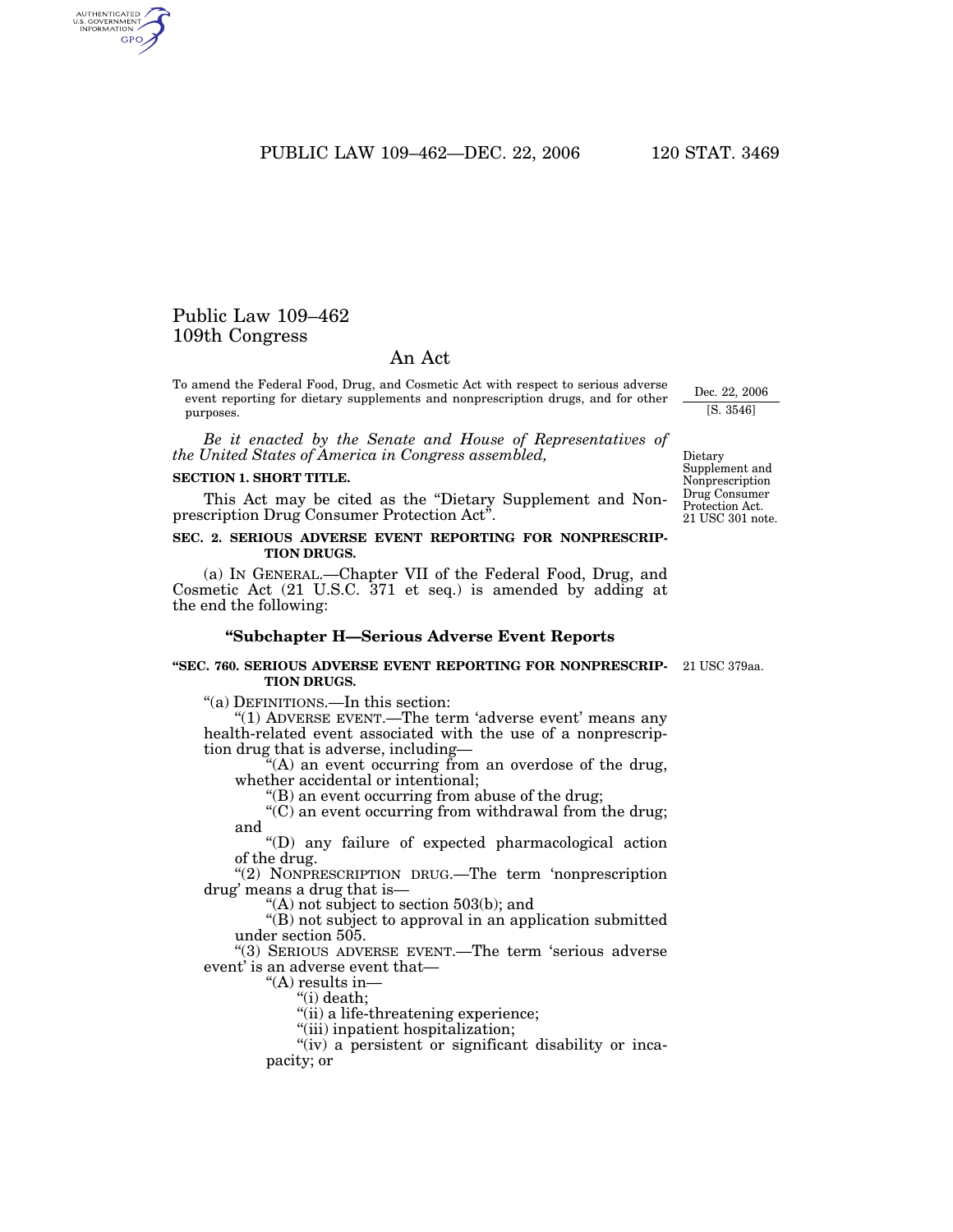# Public Law 109–462
## 109th Congress

## An Act

To amend the Federal Food, Drug, and Cosmetic Act with respect to serious adverse event reporting for dietary supplements and nonprescription drugs, and for other purposes.

Dec. 22, 2006
[S. 3546]

*Be it enacted by the Senate and House of Representatives of the United States of America in Congress assembled,*

Dietary Supplement and Nonprescription Drug Consumer Protection Act.
21 USC 301 note.

**SECTION 1. SHORT TITLE.**

This Act may be cited as the "Dietary Supplement and Nonprescription Drug Consumer Protection Act".

**SEC. 2. SERIOUS ADVERSE EVENT REPORTING FOR NONPRESCRIPTION DRUGS.**

(a) IN GENERAL.—Chapter VII of the Federal Food, Drug, and Cosmetic Act (21 U.S.C. 371 et seq.) is amended by adding at the end the following:

### "Subchapter H—Serious Adverse Event Reports

**"SEC. 760. SERIOUS ADVERSE EVENT REPORTING FOR NONPRESCRIPTION DRUGS.**

21 USC 379aa.

"(a) DEFINITIONS.—In this section:

"(1) ADVERSE EVENT.—The term 'adverse event' means any health-related event associated with the use of a nonprescription drug that is adverse, including—

"(A) an event occurring from an overdose of the drug, whether accidental or intentional;

"(B) an event occurring from abuse of the drug;

"(C) an event occurring from withdrawal from the drug; and

"(D) any failure of expected pharmacological action of the drug.

"(2) NONPRESCRIPTION DRUG.—The term 'nonprescription drug' means a drug that is—

"(A) not subject to section 503(b); and

"(B) not subject to approval in an application submitted under section 505.

"(3) SERIOUS ADVERSE EVENT.—The term 'serious adverse event' is an adverse event that—

"(A) results in—

"(i) death;

"(ii) a life-threatening experience;

"(iii) inpatient hospitalization;

"(iv) a persistent or significant disability or incapacity; or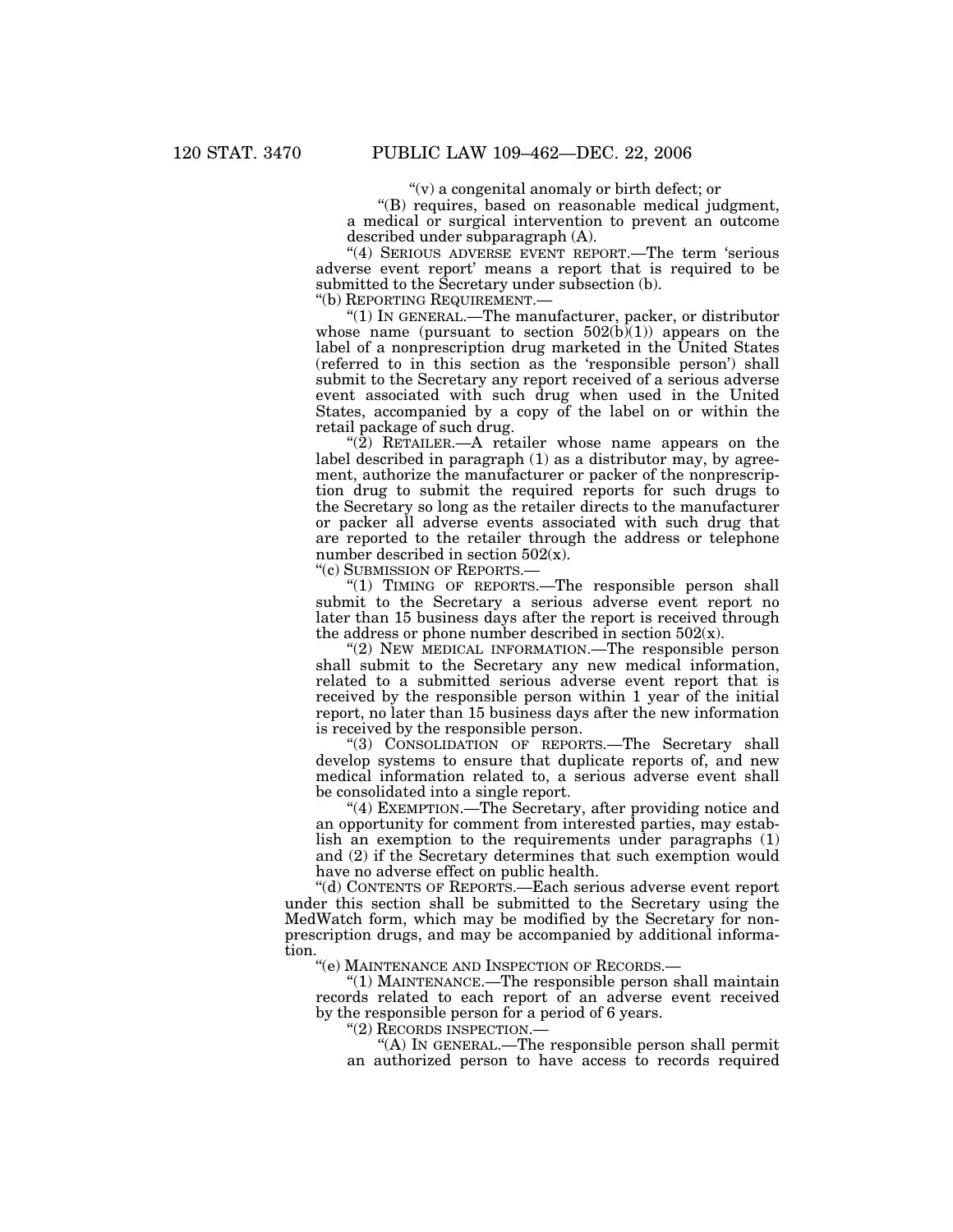"(v) a congenital anomaly or birth defect; or

"(B) requires, based on reasonable medical judgment, a medical or surgical intervention to prevent an outcome described under subparagraph (A).

"(4) SERIOUS ADVERSE EVENT REPORT.—The term 'serious adverse event report' means a report that is required to be submitted to the Secretary under subsection (b).

"(b) REPORTING REQUIREMENT.—

"(1) IN GENERAL.—The manufacturer, packer, or distributor whose name (pursuant to section 502(b)(1)) appears on the label of a nonprescription drug marketed in the United States (referred to in this section as the 'responsible person') shall submit to the Secretary any report received of a serious adverse event associated with such drug when used in the United States, accompanied by a copy of the label on or within the retail package of such drug.

"(2) RETAILER.—A retailer whose name appears on the label described in paragraph (1) as a distributor may, by agreement, authorize the manufacturer or packer of the nonprescription drug to submit the required reports for such drugs to the Secretary so long as the retailer directs to the manufacturer or packer all adverse events associated with such drug that are reported to the retailer through the address or telephone number described in section 502(x).

"(c) SUBMISSION OF REPORTS.—

"(1) TIMING OF REPORTS.—The responsible person shall submit to the Secretary a serious adverse event report no later than 15 business days after the report is received through the address or phone number described in section 502(x).

"(2) NEW MEDICAL INFORMATION.—The responsible person shall submit to the Secretary any new medical information, related to a submitted serious adverse event report that is received by the responsible person within 1 year of the initial report, no later than 15 business days after the new information is received by the responsible person.

"(3) CONSOLIDATION OF REPORTS.—The Secretary shall develop systems to ensure that duplicate reports of, and new medical information related to, a serious adverse event shall be consolidated into a single report.

"(4) EXEMPTION.—The Secretary, after providing notice and an opportunity for comment from interested parties, may establish an exemption to the requirements under paragraphs (1) and (2) if the Secretary determines that such exemption would have no adverse effect on public health.

"(d) CONTENTS OF REPORTS.—Each serious adverse event report under this section shall be submitted to the Secretary using the MedWatch form, which may be modified by the Secretary for nonprescription drugs, and may be accompanied by additional information.

"(e) MAINTENANCE AND INSPECTION OF RECORDS.—

"(1) MAINTENANCE.—The responsible person shall maintain records related to each report of an adverse event received by the responsible person for a period of 6 years.

"(2) RECORDS INSPECTION.—

"(A) IN GENERAL.—The responsible person shall permit an authorized person to have access to records required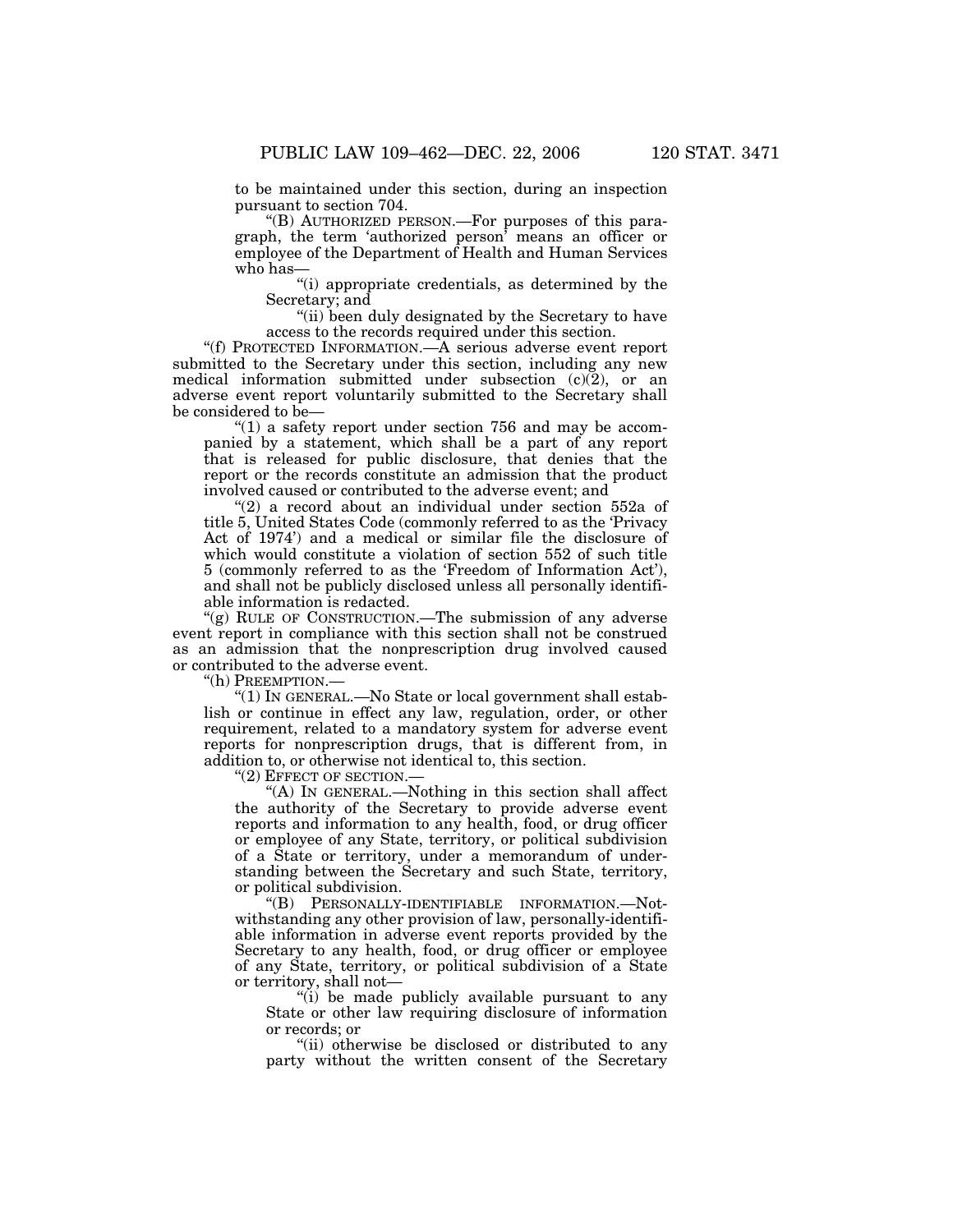to be maintained under this section, during an inspection pursuant to section 704.

"(B) AUTHORIZED PERSON.—For purposes of this paragraph, the term 'authorized person' means an officer or employee of the Department of Health and Human Services who has—

"(i) appropriate credentials, as determined by the Secretary; and

"(ii) been duly designated by the Secretary to have access to the records required under this section.

"(f) PROTECTED INFORMATION.—A serious adverse event report submitted to the Secretary under this section, including any new medical information submitted under subsection (c)(2), or an adverse event report voluntarily submitted to the Secretary shall be considered to be—

"(1) a safety report under section 756 and may be accompanied by a statement, which shall be a part of any report that is released for public disclosure, that denies that the report or the records constitute an admission that the product involved caused or contributed to the adverse event; and

"(2) a record about an individual under section 552a of title 5, United States Code (commonly referred to as the 'Privacy Act of 1974') and a medical or similar file the disclosure of which would constitute a violation of section 552 of such title 5 (commonly referred to as the 'Freedom of Information Act'), and shall not be publicly disclosed unless all personally identifiable information is redacted.

"(g) RULE OF CONSTRUCTION.—The submission of any adverse event report in compliance with this section shall not be construed as an admission that the nonprescription drug involved caused or contributed to the adverse event.

"(h) PREEMPTION.—

"(1) IN GENERAL.—No State or local government shall establish or continue in effect any law, regulation, order, or other requirement, related to a mandatory system for adverse event reports for nonprescription drugs, that is different from, in addition to, or otherwise not identical to, this section.

"(2) EFFECT OF SECTION.—

"(A) IN GENERAL.—Nothing in this section shall affect the authority of the Secretary to provide adverse event reports and information to any health, food, or drug officer or employee of any State, territory, or political subdivision of a State or territory, under a memorandum of understanding between the Secretary and such State, territory, or political subdivision.

"(B) PERSONALLY-IDENTIFIABLE INFORMATION.—Notwithstanding any other provision of law, personally-identifiable information in adverse event reports provided by the Secretary to any health, food, or drug officer or employee of any State, territory, or political subdivision of a State or territory, shall not—

"(i) be made publicly available pursuant to any State or other law requiring disclosure of information or records; or

"(ii) otherwise be disclosed or distributed to any party without the written consent of the Secretary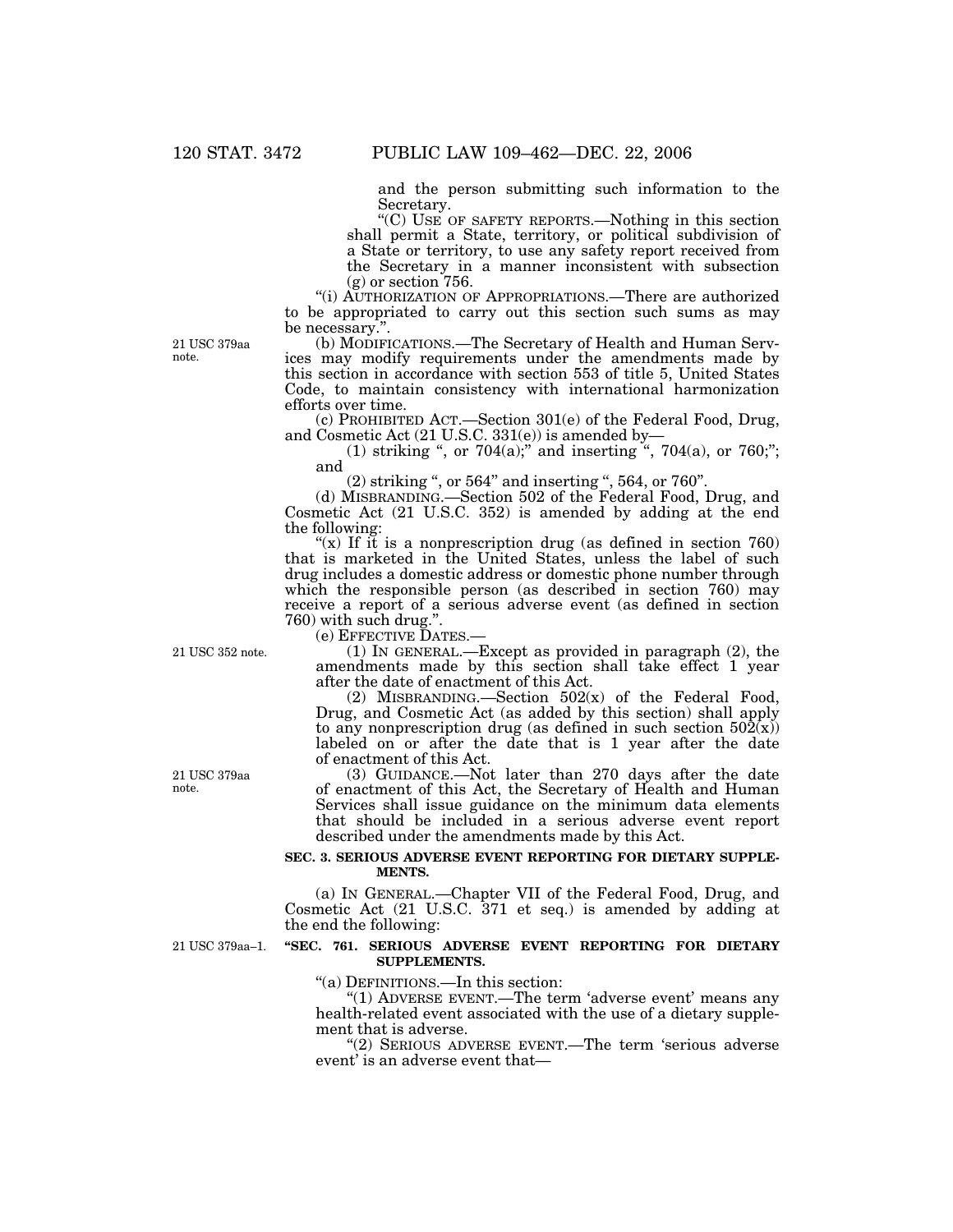and the person submitting such information to the Secretary.

"(C) USE OF SAFETY REPORTS.—Nothing in this section shall permit a State, territory, or political subdivision of a State or territory, to use any safety report received from the Secretary in a manner inconsistent with subsection (g) or section 756.

"(i) AUTHORIZATION OF APPROPRIATIONS.—There are authorized to be appropriated to carry out this section such sums as may be necessary.".

21 USC 379aa note.

(b) MODIFICATIONS.—The Secretary of Health and Human Services may modify requirements under the amendments made by this section in accordance with section 553 of title 5, United States Code, to maintain consistency with international harmonization efforts over time.

(c) PROHIBITED ACT.—Section 301(e) of the Federal Food, Drug, and Cosmetic Act (21 U.S.C. 331(e)) is amended by—

(1) striking ", or 704(a);" and inserting ", 704(a), or 760;"; and

(2) striking ", or 564" and inserting ", 564, or 760".

(d) MISBRANDING.—Section 502 of the Federal Food, Drug, and Cosmetic Act (21 U.S.C. 352) is amended by adding at the end the following:

"(x) If it is a nonprescription drug (as defined in section 760) that is marketed in the United States, unless the label of such drug includes a domestic address or domestic phone number through which the responsible person (as described in section 760) may receive a report of a serious adverse event (as defined in section 760) with such drug.".

(e) EFFECTIVE DATES.—

21 USC 352 note.

(1) IN GENERAL.—Except as provided in paragraph (2), the amendments made by this section shall take effect 1 year after the date of enactment of this Act.

(2) MISBRANDING.—Section 502(x) of the Federal Food, Drug, and Cosmetic Act (as added by this section) shall apply to any nonprescription drug (as defined in such section 502(x)) labeled on or after the date that is 1 year after the date of enactment of this Act.

21 USC 379aa note.

(3) GUIDANCE.—Not later than 270 days after the date of enactment of this Act, the Secretary of Health and Human Services shall issue guidance on the minimum data elements that should be included in a serious adverse event report described under the amendments made by this Act.

**SEC. 3. SERIOUS ADVERSE EVENT REPORTING FOR DIETARY SUPPLEMENTS.**

(a) IN GENERAL.—Chapter VII of the Federal Food, Drug, and Cosmetic Act (21 U.S.C. 371 et seq.) is amended by adding at the end the following:

21 USC 379aa–1.

**"SEC. 761. SERIOUS ADVERSE EVENT REPORTING FOR DIETARY SUPPLEMENTS.**

"(a) DEFINITIONS.—In this section:

"(1) ADVERSE EVENT.—The term 'adverse event' means any health-related event associated with the use of a dietary supplement that is adverse.

"(2) SERIOUS ADVERSE EVENT.—The term 'serious adverse event' is an adverse event that—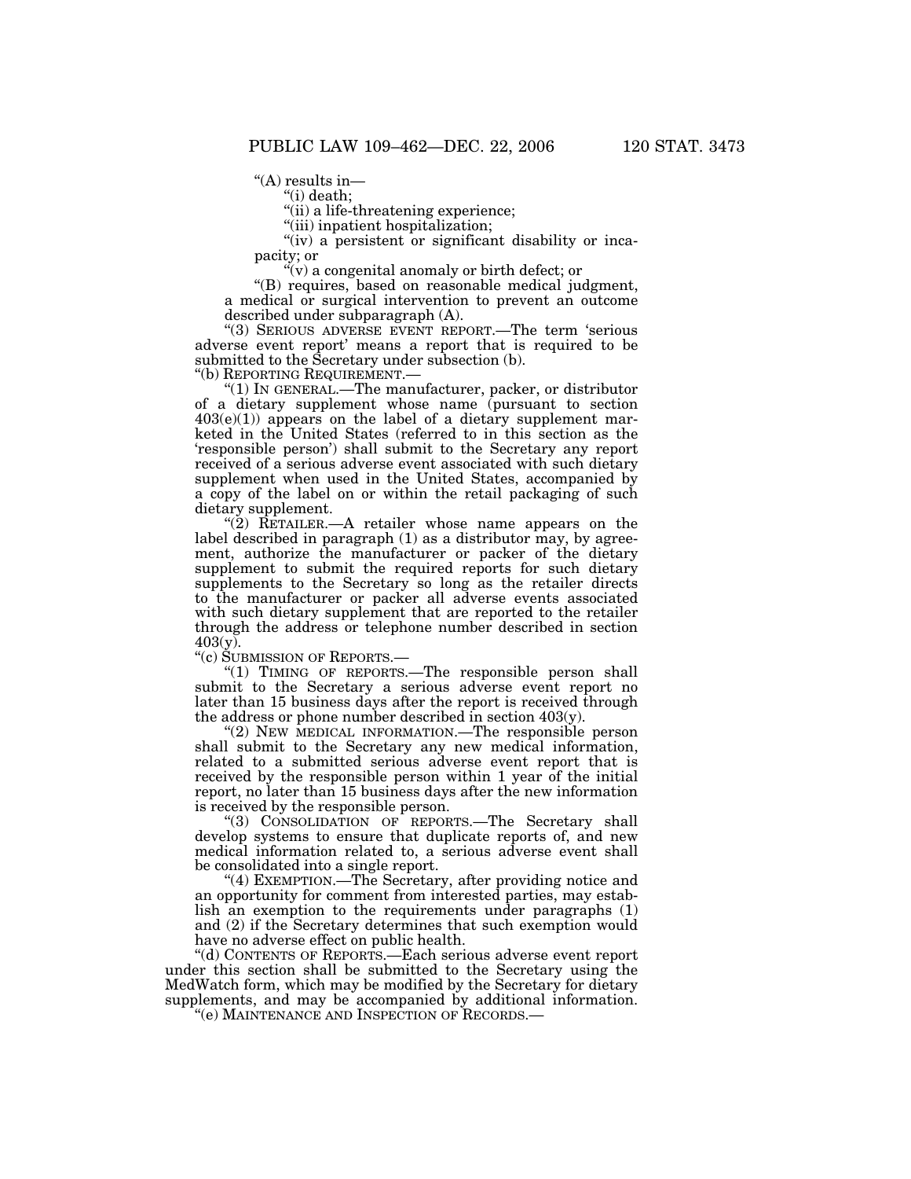"(A) results in—

"(i) death;

"(ii) a life-threatening experience;

"(iii) inpatient hospitalization;

"(iv) a persistent or significant disability or incapacity; or

"(v) a congenital anomaly or birth defect; or

"(B) requires, based on reasonable medical judgment, a medical or surgical intervention to prevent an outcome described under subparagraph (A).

"(3) SERIOUS ADVERSE EVENT REPORT.—The term 'serious adverse event report' means a report that is required to be submitted to the Secretary under subsection (b).

"(b) REPORTING REQUIREMENT.—

"(1) IN GENERAL.—The manufacturer, packer, or distributor of a dietary supplement whose name (pursuant to section 403(e)(1)) appears on the label of a dietary supplement marketed in the United States (referred to in this section as the 'responsible person') shall submit to the Secretary any report received of a serious adverse event associated with such dietary supplement when used in the United States, accompanied by a copy of the label on or within the retail packaging of such dietary supplement.

"(2) RETAILER.—A retailer whose name appears on the label described in paragraph (1) as a distributor may, by agreement, authorize the manufacturer or packer of the dietary supplement to submit the required reports for such dietary supplements to the Secretary so long as the retailer directs to the manufacturer or packer all adverse events associated with such dietary supplement that are reported to the retailer through the address or telephone number described in section 403(y).

"(c) SUBMISSION OF REPORTS.—

"(1) TIMING OF REPORTS.—The responsible person shall submit to the Secretary a serious adverse event report no later than 15 business days after the report is received through the address or phone number described in section 403(y).

"(2) NEW MEDICAL INFORMATION.—The responsible person shall submit to the Secretary any new medical information, related to a submitted serious adverse event report that is received by the responsible person within 1 year of the initial report, no later than 15 business days after the new information is received by the responsible person.

"(3) CONSOLIDATION OF REPORTS.—The Secretary shall develop systems to ensure that duplicate reports of, and new medical information related to, a serious adverse event shall be consolidated into a single report.

"(4) EXEMPTION.—The Secretary, after providing notice and an opportunity for comment from interested parties, may establish an exemption to the requirements under paragraphs (1) and (2) if the Secretary determines that such exemption would have no adverse effect on public health.

"(d) CONTENTS OF REPORTS.—Each serious adverse event report under this section shall be submitted to the Secretary using the MedWatch form, which may be modified by the Secretary for dietary supplements, and may be accompanied by additional information.

"(e) MAINTENANCE AND INSPECTION OF RECORDS.—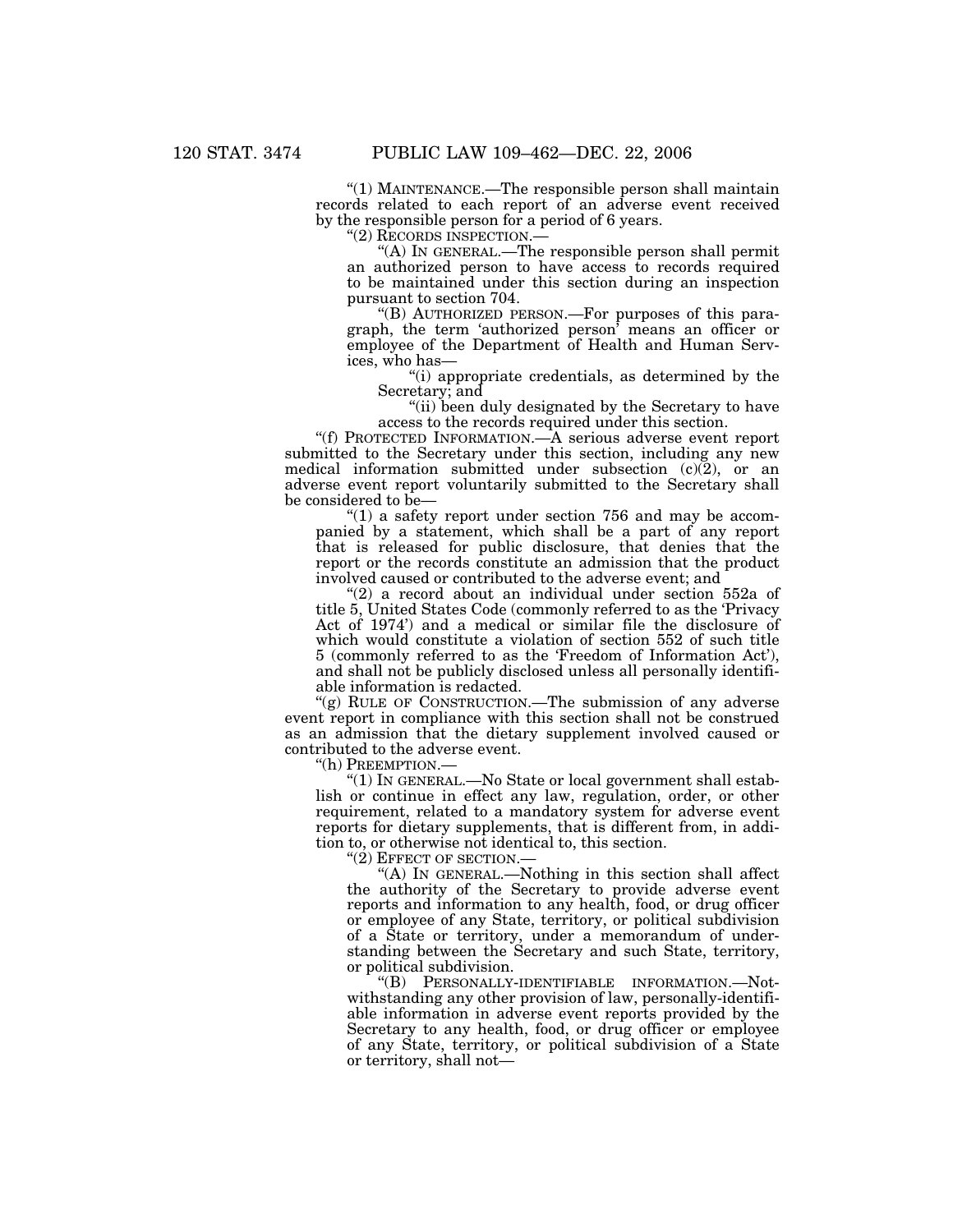"(1) MAINTENANCE.—The responsible person shall maintain records related to each report of an adverse event received by the responsible person for a period of 6 years.

"(2) RECORDS INSPECTION.—

"(A) IN GENERAL.—The responsible person shall permit an authorized person to have access to records required to be maintained under this section during an inspection pursuant to section 704.

"(B) AUTHORIZED PERSON.—For purposes of this paragraph, the term 'authorized person' means an officer or employee of the Department of Health and Human Services, who has—

"(i) appropriate credentials, as determined by the Secretary; and

"(ii) been duly designated by the Secretary to have access to the records required under this section.

"(f) PROTECTED INFORMATION.—A serious adverse event report submitted to the Secretary under this section, including any new medical information submitted under subsection (c)(2), or an adverse event report voluntarily submitted to the Secretary shall be considered to be—

"(1) a safety report under section 756 and may be accompanied by a statement, which shall be a part of any report that is released for public disclosure, that denies that the report or the records constitute an admission that the product involved caused or contributed to the adverse event; and

"(2) a record about an individual under section 552a of title 5, United States Code (commonly referred to as the 'Privacy Act of 1974') and a medical or similar file the disclosure of which would constitute a violation of section 552 of such title 5 (commonly referred to as the 'Freedom of Information Act'), and shall not be publicly disclosed unless all personally identifiable information is redacted.

"(g) RULE OF CONSTRUCTION.—The submission of any adverse event report in compliance with this section shall not be construed as an admission that the dietary supplement involved caused or contributed to the adverse event.

"(h) PREEMPTION.—

"(1) IN GENERAL.—No State or local government shall establish or continue in effect any law, regulation, order, or other requirement, related to a mandatory system for adverse event reports for dietary supplements, that is different from, in addition to, or otherwise not identical to, this section.

"(2) EFFECT OF SECTION.—

"(A) IN GENERAL.—Nothing in this section shall affect the authority of the Secretary to provide adverse event reports and information to any health, food, or drug officer or employee of any State, territory, or political subdivision of a State or territory, under a memorandum of understanding between the Secretary and such State, territory, or political subdivision.

"(B) PERSONALLY-IDENTIFIABLE INFORMATION.—Notwithstanding any other provision of law, personally-identifiable information in adverse event reports provided by the Secretary to any health, food, or drug officer or employee of any State, territory, or political subdivision of a State or territory, shall not—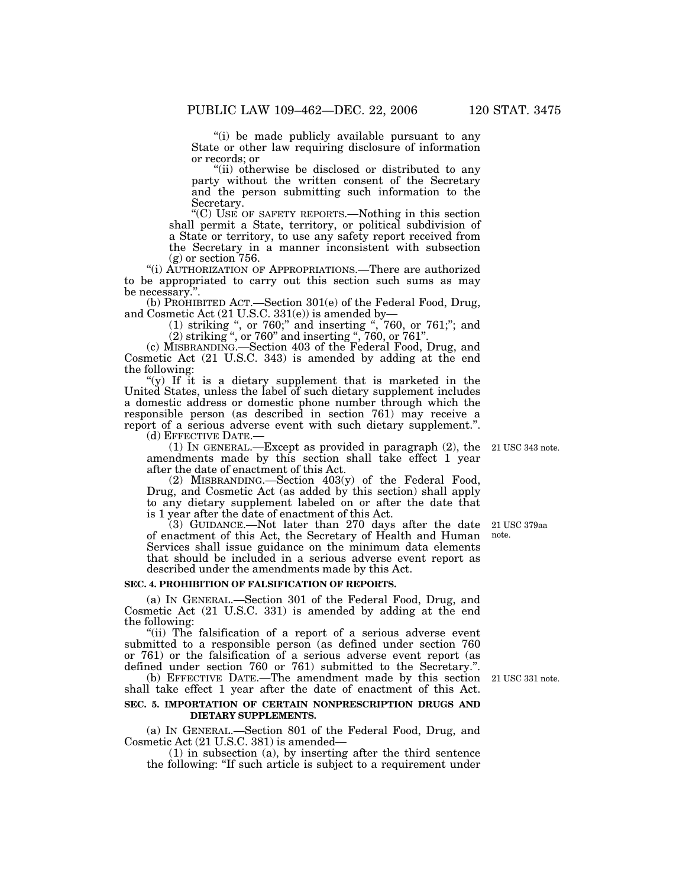"(i) be made publicly available pursuant to any State or other law requiring disclosure of information or records; or

"(ii) otherwise be disclosed or distributed to any party without the written consent of the Secretary and the person submitting such information to the Secretary.

"(C) USE OF SAFETY REPORTS.—Nothing in this section shall permit a State, territory, or political subdivision of a State or territory, to use any safety report received from the Secretary in a manner inconsistent with subsection (g) or section 756.

"(i) AUTHORIZATION OF APPROPRIATIONS.—There are authorized to be appropriated to carry out this section such sums as may be necessary.".

(b) PROHIBITED ACT.—Section 301(e) of the Federal Food, Drug, and Cosmetic Act (21 U.S.C. 331(e)) is amended by—

(1) striking ", or 760;" and inserting ", 760, or 761;"; and

(2) striking ", or 760" and inserting ", 760, or 761".

(c) MISBRANDING.—Section 403 of the Federal Food, Drug, and Cosmetic Act (21 U.S.C. 343) is amended by adding at the end the following:

"(y) If it is a dietary supplement that is marketed in the United States, unless the label of such dietary supplement includes a domestic address or domestic phone number through which the responsible person (as described in section 761) may receive a report of a serious adverse event with such dietary supplement.".

(d) EFFECTIVE DATE.—

21 USC 343 note.

(1) IN GENERAL.—Except as provided in paragraph (2), the amendments made by this section shall take effect 1 year after the date of enactment of this Act.

(2) MISBRANDING.—Section 403(y) of the Federal Food, Drug, and Cosmetic Act (as added by this section) shall apply to any dietary supplement labeled on or after the date that is 1 year after the date of enactment of this Act.

21 USC 379aa note.

(3) GUIDANCE.—Not later than 270 days after the date of enactment of this Act, the Secretary of Health and Human Services shall issue guidance on the minimum data elements that should be included in a serious adverse event report as described under the amendments made by this Act.

**SEC. 4. PROHIBITION OF FALSIFICATION OF REPORTS.**

(a) IN GENERAL.—Section 301 of the Federal Food, Drug, and Cosmetic Act (21 U.S.C. 331) is amended by adding at the end the following:

"(ii) The falsification of a report of a serious adverse event submitted to a responsible person (as defined under section 760 or 761) or the falsification of a serious adverse event report (as defined under section 760 or 761) submitted to the Secretary.".

21 USC 331 note.

(b) EFFECTIVE DATE.—The amendment made by this section shall take effect 1 year after the date of enactment of this Act.

**SEC. 5. IMPORTATION OF CERTAIN NONPRESCRIPTION DRUGS AND DIETARY SUPPLEMENTS.**

(a) IN GENERAL.—Section 801 of the Federal Food, Drug, and Cosmetic Act (21 U.S.C. 381) is amended—

(1) in subsection (a), by inserting after the third sentence the following: "If such article is subject to a requirement under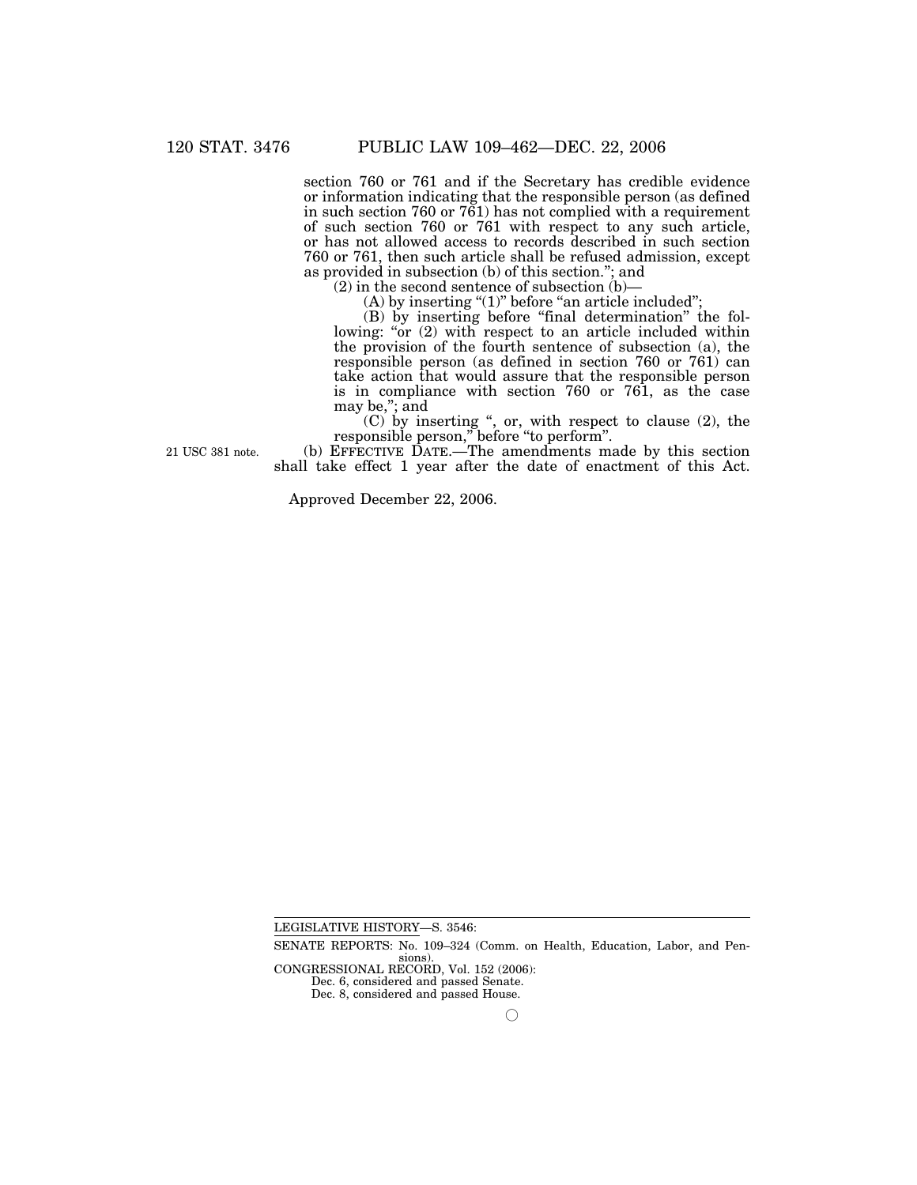section 760 or 761 and if the Secretary has credible evidence or information indicating that the responsible person (as defined in such section 760 or 761) has not complied with a requirement of such section 760 or 761 with respect to any such article, or has not allowed access to records described in such section 760 or 761, then such article shall be refused admission, except as provided in subsection (b) of this section."; and

(2) in the second sentence of subsection (b)—

(A) by inserting "(1)" before "an article included";

(B) by inserting before "final determination" the following: "or (2) with respect to an article included within the provision of the fourth sentence of subsection (a), the responsible person (as defined in section 760 or 761) can take action that would assure that the responsible person is in compliance with section 760 or 761, as the case may be,"; and

(C) by inserting ", or, with respect to clause (2), the responsible person," before "to perform".

21 USC 381 note.

(b) EFFECTIVE DATE.—The amendments made by this section shall take effect 1 year after the date of enactment of this Act.

Approved December 22, 2006.

---

LEGISLATIVE HISTORY—S. 3546:

SENATE REPORTS: No. 109–324 (Comm. on Health, Education, Labor, and Pensions).

CONGRESSIONAL RECORD, Vol. 152 (2006):

Dec. 6, considered and passed Senate.

Dec. 8, considered and passed House.